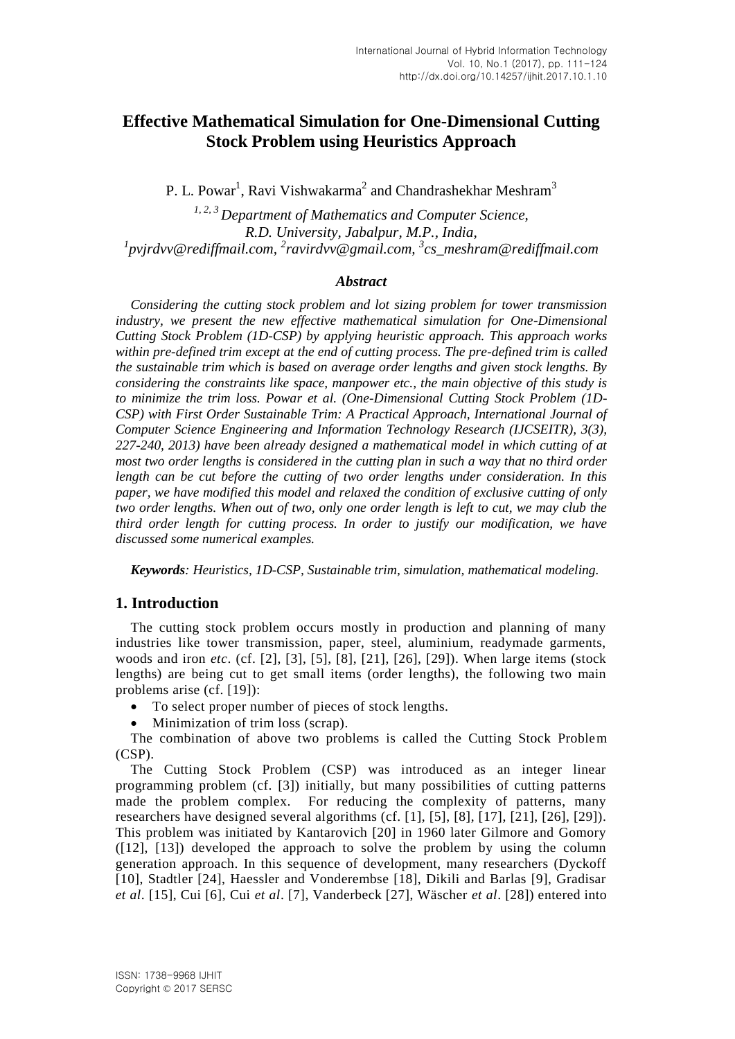# Effective Mathematical Simulation for One-Dimensional Cutting Stock Problem using Heuristics Approach

P. L. Powar[1], Ravi Vishwakarma[2] and Chandrashekhar Meshram[3]

[1, 2, 3] *Department of Mathematics and Computer Science, R.D. University, Jabalpur, M.P., India,*
[1]*pvjrdvv@rediffmail.com*, [2]*ravirdvv@gmail.com*, [3]*cs_meshram@rediffmail.com*

### *Abstract*

*Considering the cutting stock problem and lot sizing problem for tower transmission industry, we present the new effective mathematical simulation for One-Dimensional Cutting Stock Problem (1D-CSP) by applying heuristic approach. This approach works within pre-defined trim except at the end of cutting process. The pre-defined trim is called the sustainable trim which is based on average order lengths and given stock lengths. By considering the constraints like space, manpower etc., the main objective of this study is to minimize the trim loss. Powar et al. (One-Dimensional Cutting Stock Problem (1D-CSP) with First Order Sustainable Trim: A Practical Approach, International Journal of Computer Science Engineering and Information Technology Research (IJCSEITR), 3(3), 227-240, 2013) have been already designed a mathematical model in which cutting of at most two order lengths is considered in the cutting plan in such a way that no third order length can be cut before the cutting of two order lengths under consideration. In this paper, we have modified this model and relaxed the condition of exclusive cutting of only two order lengths. When out of two, only one order length is left to cut, we may club the third order length for cutting process. In order to justify our modification, we have discussed some numerical examples.*

***Keywords**: Heuristics, 1D-CSP, Sustainable trim, simulation, mathematical modeling.*

## 1. Introduction

The cutting stock problem occurs mostly in production and planning of many industries like tower transmission, paper, steel, aluminium, readymade garments, woods and iron *etc*. (cf. [2], [3], [5], [8], [21], [26], [29]). When large items (stock lengths) are being cut to get small items (order lengths), the following two main problems arise (cf. [19]):

- To select proper number of pieces of stock lengths.
- Minimization of trim loss (scrap).

The combination of above two problems is called the Cutting Stock Problem (CSP).

The Cutting Stock Problem (CSP) was introduced as an integer linear programming problem (cf. [3]) initially, but many possibilities of cutting patterns made the problem complex. For reducing the complexity of patterns, many researchers have designed several algorithms (cf. [1], [5], [8], [17], [21], [26], [29]). This problem was initiated by Kantarovich [20] in 1960 later Gilmore and Gomory ([12], [13]) developed the approach to solve the problem by using the column generation approach. In this sequence of development, many researchers (Dyckoff [10], Stadtler [24], Haessler and Vonderembse [18], Dikili and Barlas [9], Gradisar *et al*. [15], Cui [6], Cui *et al*. [7], Vanderbeck [27], Wäscher *et al*. [28]) entered into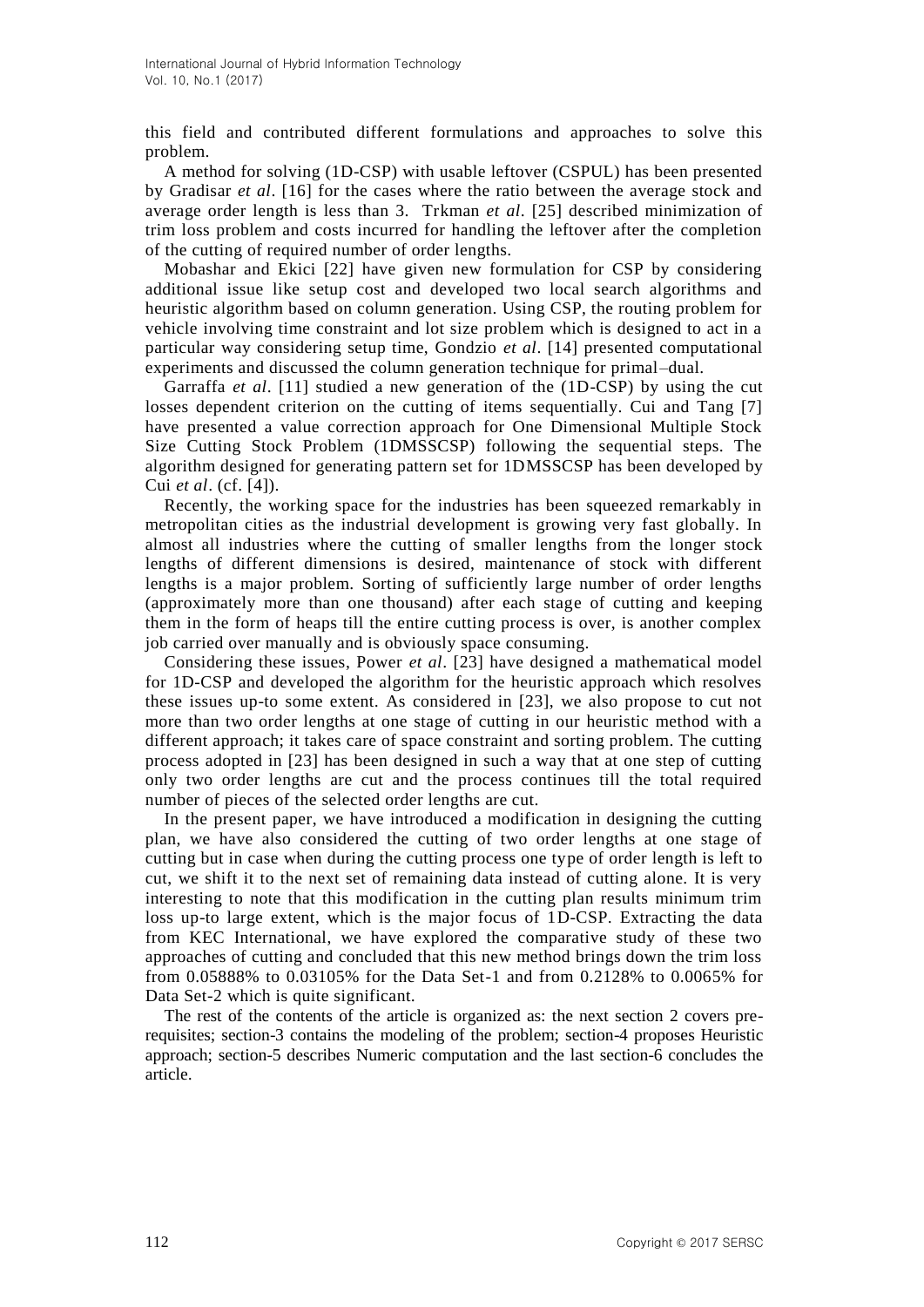this field and contributed different formulations and approaches to solve this problem.

A method for solving (1D-CSP) with usable leftover (CSPUL) has been presented by Gradisar *et al*. [16] for the cases where the ratio between the average stock and average order length is less than 3. Trkman *et al*. [25] described minimization of trim loss problem and costs incurred for handling the leftover after the completion of the cutting of required number of order lengths.

Mobashar and Ekici [22] have given new formulation for CSP by considering additional issue like setup cost and developed two local search algorithms and heuristic algorithm based on column generation. Using CSP, the routing problem for vehicle involving time constraint and lot size problem which is designed to act in a particular way considering setup time, Gondzio *et al*. [14] presented computational experiments and discussed the column generation technique for primal–dual.

Garraffa *et al*. [11] studied a new generation of the (1D-CSP) by using the cut losses dependent criterion on the cutting of items sequentially. Cui and Tang [7] have presented a value correction approach for One Dimensional Multiple Stock Size Cutting Stock Problem (1DMSSCSP) following the sequential steps. The algorithm designed for generating pattern set for 1DMSSCSP has been developed by Cui *et al*. (cf. [4]).

Recently, the working space for the industries has been squeezed remarkably in metropolitan cities as the industrial development is growing very fast globally. In almost all industries where the cutting of smaller lengths from the longer stock lengths of different dimensions is desired, maintenance of stock with different lengths is a major problem. Sorting of sufficiently large number of order lengths (approximately more than one thousand) after each stage of cutting and keeping them in the form of heaps till the entire cutting process is over, is another complex job carried over manually and is obviously space consuming.

Considering these issues, Power *et al*. [23] have designed a mathematical model for 1D-CSP and developed the algorithm for the heuristic approach which resolves these issues up-to some extent. As considered in [23], we also propose to cut not more than two order lengths at one stage of cutting in our heuristic method with a different approach; it takes care of space constraint and sorting problem. The cutting process adopted in [23] has been designed in such a way that at one step of cutting only two order lengths are cut and the process continues till the total required number of pieces of the selected order lengths are cut.

In the present paper, we have introduced a modification in designing the cutting plan, we have also considered the cutting of two order lengths at one stage of cutting but in case when during the cutting process one type of order length is left to cut, we shift it to the next set of remaining data instead of cutting alone. It is very interesting to note that this modification in the cutting plan results minimum trim loss up-to large extent, which is the major focus of 1D-CSP. Extracting the data from KEC International, we have explored the comparative study of these two approaches of cutting and concluded that this new method brings down the trim loss from 0.05888% to 0.03105% for the Data Set-1 and from 0.2128% to 0.0065% for Data Set-2 which is quite significant.

The rest of the contents of the article is organized as: the next section 2 covers pre-requisites; section-3 contains the modeling of the problem; section-4 proposes Heuristic approach; section-5 describes Numeric computation and the last section-6 concludes the article.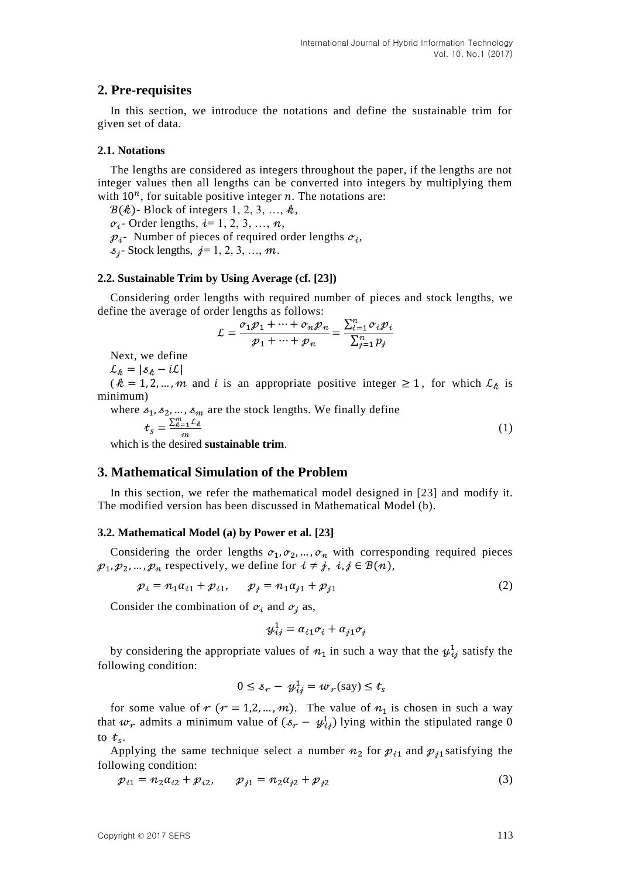## 2. Pre-requisites

In this section, we introduce the notations and define the sustainable trim for given set of data.

### 2.1. Notations

The lengths are considered as integers throughout the paper, if the lengths are not integer values then all lengths can be converted into integers by multiplying them with $10^n$, for suitable positive integer $n$. The notations are:

$\mathcal{B}(k)$- Block of integers 1, 2, 3, …, $k$,

$\sigma_i$- Order lengths, $i$= 1, 2, 3, …, $n$,

$p_i$- Number of pieces of required order lengths $\sigma_i$,

$s_j$- Stock lengths, $j$= 1, 2, 3, …, $m$.

### 2.2. Sustainable Trim by Using Average (cf. [23])

Considering order lengths with required number of pieces and stock lengths, we define the average of order lengths as follows:

$$\mathcal{L} = \frac{\sigma_1 p_1 + \cdots + \sigma_n p_n}{p_1 + \cdots + p_n} = \frac{\sum_{i=1}^{n} \sigma_i p_i}{\sum_{j=1}^{n} p_j}$$

Next, we define

$\mathcal{L}_k = |s_k - i\mathcal{L}|$

($k = 1, 2, \dots, m$ and $i$ is an appropriate positive integer $\geq 1$, for which $\mathcal{L}_k$ is minimum)

where $s_1, s_2, \dots, s_m$ are the stock lengths. We finally define

$$t_s = \frac{\sum_{k=1}^{m} \mathcal{L}_k}{m} \tag{1}$$

which is the desired **sustainable trim**.

## 3. Mathematical Simulation of the Problem

In this section, we refer the mathematical model designed in [23] and modify it. The modified version has been discussed in Mathematical Model (b).

### 3.2. Mathematical Model (a) by Power et al. [23]

Considering the order lengths $\sigma_1, \sigma_2, \dots, \sigma_n$ with corresponding required pieces $p_1, p_2, \dots, p_n$ respectively, we define for $i \neq j,\ i, j \in \mathcal{B}(n)$,

$$p_i = n_1 \alpha_{i1} + p_{i1}, \qquad p_j = n_1 \alpha_{j1} + p_{j1} \tag{2}$$

Consider the combination of $\sigma_i$ and $\sigma_j$ as,

$$y_{ij}^1 = \alpha_{i1}\sigma_i + \alpha_{j1}\sigma_j$$

by considering the appropriate values of $n_1$ in such a way that the $y_{ij}^1$ satisfy the following condition:

$$0 \leq s_r - y_{ij}^1 = w_r(\text{say}) \leq t_s$$

for some value of $r$ $(r = 1, 2, \dots, m)$. The value of $n_1$ is chosen in such a way that $w_r$ admits a minimum value of $(s_r - y_{ij}^1)$ lying within the stipulated range 0 to $t_s$.

Applying the same technique select a number $n_2$ for $p_{i1}$ and $p_{j1}$ satisfying the following condition:

$$p_{i1} = n_2 \alpha_{i2} + p_{i2}, \qquad p_{j1} = n_2 \alpha_{j2} + p_{j2} \tag{3}$$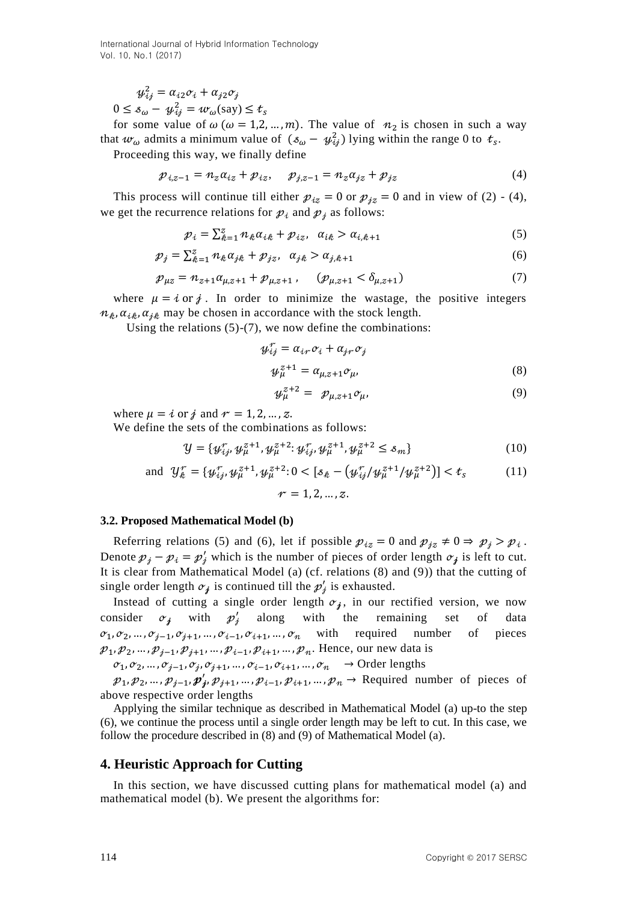$$y_{ij}^2 = \alpha_{i2}\sigma_i + \alpha_{j2}\sigma_j$$

$$0 \le s_\omega - y_{ij}^2 = w_\omega(\text{say}) \le t_s$$

for some value of $\omega$ ($\omega = 1,2,\ldots,m$). The value of $n_2$ is chosen in such a way that $w_\omega$ admits a minimum value of $(s_\omega - y_{ij}^2)$ lying within the range 0 to $t_s$.

Proceeding this way, we finally define

$$p_{i,z-1} = n_z\alpha_{iz} + p_{iz}, \quad p_{j,z-1} = n_z\alpha_{jz} + p_{jz} \tag{4}$$

This process will continue till either $p_{iz} = 0$ or $p_{jz} = 0$ and in view of (2) - (4), we get the recurrence relations for $p_i$ and $p_j$ as follows:

$$p_i = \sum_{k=1}^{z} n_k\alpha_{ik} + p_{iz}, \quad \alpha_{ik} > \alpha_{i,k+1} \tag{5}$$

$$p_j = \sum_{k=1}^{z} n_k\alpha_{jk} + p_{jz}, \quad \alpha_{jk} > \alpha_{j,k+1} \tag{6}$$

$$p_{\mu z} = n_{z+1}\alpha_{\mu,z+1} + p_{\mu,z+1}, \quad (p_{\mu,z+1} < \delta_{\mu,z+1}) \tag{7}$$

where $\mu = i$ or $j$. In order to minimize the wastage, the positive integers $n_k, \alpha_{ik}, \alpha_{jk}$ may be chosen in accordance with the stock length.

Using the relations (5)-(7), we now define the combinations:

$$y_{ij}^r = \alpha_{ir}\sigma_i + \alpha_{jr}\sigma_j$$

$$y_\mu^{z+1} = \alpha_{\mu,z+1}\sigma_\mu, \tag{8}$$

$$y_\mu^{z+2} = p_{\mu,z+1}\sigma_\mu, \tag{9}$$

where $\mu = i$ or $j$ and $r = 1,2,\ldots,z$.

We define the sets of the combinations as follows:

$$Y = \{y_{ij}^r, y_\mu^{z+1}, y_\mu^{z+2} : y_{ij}^r, y_\mu^{z+1}, y_\mu^{z+2} \le s_m\} \tag{10}$$

$$\text{and} \quad Y_k^r = \{y_{ij}^r, y_\mu^{z+1}, y_\mu^{z+2} : 0 < [s_k - (y_{ij}^r / y_\mu^{z+1} / y_\mu^{z+2})] < t_s \tag{11}$$

$$r = 1,2,\ldots,z.$$

### 3.2. Proposed Mathematical Model (b)

Referring relations (5) and (6), let if possible $p_{iz} = 0$ and $p_{jz} \ne 0 \Rightarrow p_j > p_i$. Denote $p_j - p_i = p_j'$ which is the number of pieces of order length $\sigma_j$ is left to cut. It is clear from Mathematical Model (a) (cf. relations (8) and (9)) that the cutting of single order length $\sigma_j$ is continued till the $p_j'$ is exhausted.

Instead of cutting a single order length $\sigma_j$, in our rectified version, we now consider $\sigma_j$ with $p_j'$ along with the remaining set of data $\sigma_1, \sigma_2, \ldots, \sigma_{j-1}, \sigma_{j+1}, \ldots, \sigma_{i-1}, \sigma_{i+1}, \ldots, \sigma_n$ with required number of pieces $p_1, p_2, \ldots, p_{j-1}, p_{j+1}, \ldots, p_{i-1}, p_{i+1}, \ldots, p_n$. Hence, our new data is

$\sigma_1, \sigma_2, \ldots, \sigma_{j-1}, \sigma_j, \sigma_{j+1}, \ldots, \sigma_{i-1}, \sigma_{i+1}, \ldots, \sigma_n \rightarrow$ Order lengths

$p_1, p_2, \ldots, p_{j-1}, p_j', p_{j+1}, \ldots, p_{i-1}, p_{i+1}, \ldots, p_n \rightarrow$ Required number of pieces of above respective order lengths

Applying the similar technique as described in Mathematical Model (a) up-to the step (6), we continue the process until a single order length may be left to cut. In this case, we follow the procedure described in (8) and (9) of Mathematical Model (a).

## 4. Heuristic Approach for Cutting

In this section, we have discussed cutting plans for mathematical model (a) and mathematical model (b). We present the algorithms for: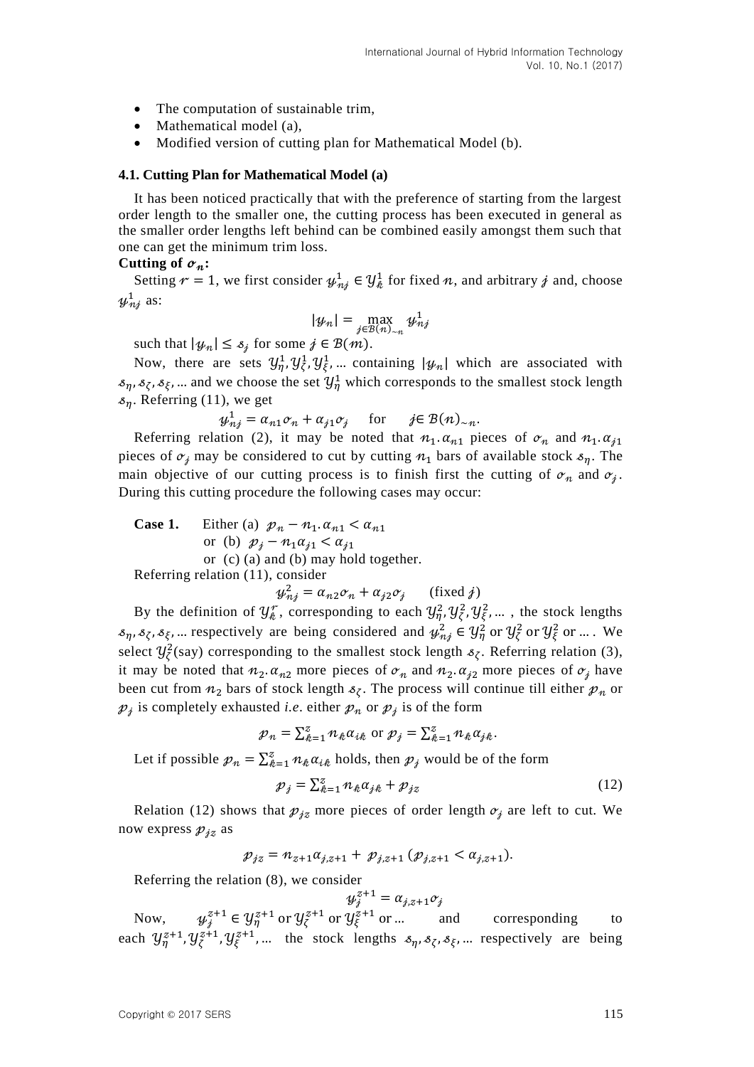- The computation of sustainable trim,
- Mathematical model (a),
- Modified version of cutting plan for Mathematical Model (b).

### 4.1. Cutting Plan for Mathematical Model (a)

It has been noticed practically that with the preference of starting from the largest order length to the smaller one, the cutting process has been executed in general as the smaller order lengths left behind can be combined easily amongst them such that one can get the minimum trim loss.

**Cutting of $\sigma_n$:**

Setting $r = 1$, we first consider $y_{nj}^1 \in \mathcal{Y}_k^1$ for fixed $n$, and arbitrary $j$ and, choose $y_{nj}^1$ as:

$$|y_n| = \max_{j \in \mathcal{B}(n)_{\sim n}} y_{nj}^1$$

such that $|y_n| \leq s_j$ for some $j \in \mathcal{B}(m)$.

Now, there are sets $\mathcal{Y}_\eta^1, \mathcal{Y}_\zeta^1, \mathcal{Y}_\xi^1, \ldots$ containing $|y_n|$ which are associated with $s_\eta, s_\zeta, s_\xi, \ldots$ and we choose the set $\mathcal{Y}_\eta^1$ which corresponds to the smallest stock length $s_\eta$. Referring (11), we get

$$y_{nj}^1 = \alpha_{n1}\sigma_n + \alpha_{j1}\sigma_j \quad \text{ for } \quad j \in \mathcal{B}(n)_{\sim n}.$$

Referring relation (2), it may be noted that $n_1.\alpha_{n1}$ pieces of $\sigma_n$ and $n_1.\alpha_{j1}$ pieces of $\sigma_j$ may be considered to cut by cutting $n_1$ bars of available stock $s_\eta$. The main objective of our cutting process is to finish first the cutting of $\sigma_n$ and $\sigma_j$. During this cutting procedure the following cases may occur:

**Case 1.** Either (a) $p_n - n_1.\alpha_{n1} < \alpha_{n1}$
or (b) $p_j - n_1\alpha_{j1} < \alpha_{j1}$
or (c) (a) and (b) may hold together.

Referring relation (11), consider

$$y_{nj}^2 = \alpha_{n2}\sigma_n + \alpha_{j2}\sigma_j \quad \text{(fixed } j\text{)}$$

By the definition of $\mathcal{Y}_k^r$, corresponding to each $\mathcal{Y}_\eta^2, \mathcal{Y}_\zeta^2, \mathcal{Y}_\xi^2, \ldots$, the stock lengths $s_\eta, s_\zeta, s_\xi, \ldots$ respectively are being considered and $y_{nj}^2 \in \mathcal{Y}_\eta^2$ or $\mathcal{Y}_\zeta^2$ or $\mathcal{Y}_\xi^2$ or … . We select $\mathcal{Y}_\zeta^2$(say) corresponding to the smallest stock length $s_\zeta$. Referring relation (3), it may be noted that $n_2.\alpha_{n2}$ more pieces of $\sigma_n$ and $n_2.\alpha_{j2}$ more pieces of $\sigma_j$ have been cut from $n_2$ bars of stock length $s_\zeta$. The process will continue till either $p_n$ or $p_j$ is completely exhausted *i.e*. either $p_n$ or $p_j$ is of the form

$$p_n = \sum_{k=1}^{z} n_k \alpha_{ik} \text{ or } p_j = \sum_{k=1}^{z} n_k \alpha_{jk}.$$

Let if possible $p_n = \sum_{k=1}^{z} n_k \alpha_{ik}$ holds, then $p_j$ would be of the form

$$p_j = \sum_{k=1}^{z} n_k \alpha_{jk} + p_{jz} \tag{12}$$

Relation (12) shows that $p_{jz}$ more pieces of order length $\sigma_j$ are left to cut. We now express $p_{jz}$ as

$$p_{jz} = n_{z+1}\alpha_{j,z+1} + p_{j,z+1} \; (p_{j,z+1} < \alpha_{j,z+1}).$$

Referring the relation (8), we consider

$$y_j^{z+1} = \alpha_{j,z+1}\sigma_j$$

Now, $y_j^{z+1} \in \mathcal{Y}_\eta^{z+1}$ or $\mathcal{Y}_\zeta^{z+1}$ or $\mathcal{Y}_\xi^{z+1}$ or … and corresponding to each $\mathcal{Y}_\eta^{z+1}, \mathcal{Y}_\zeta^{z+1}, \mathcal{Y}_\xi^{z+1}, \ldots$ the stock lengths $s_\eta, s_\zeta, s_\xi, \ldots$ respectively are being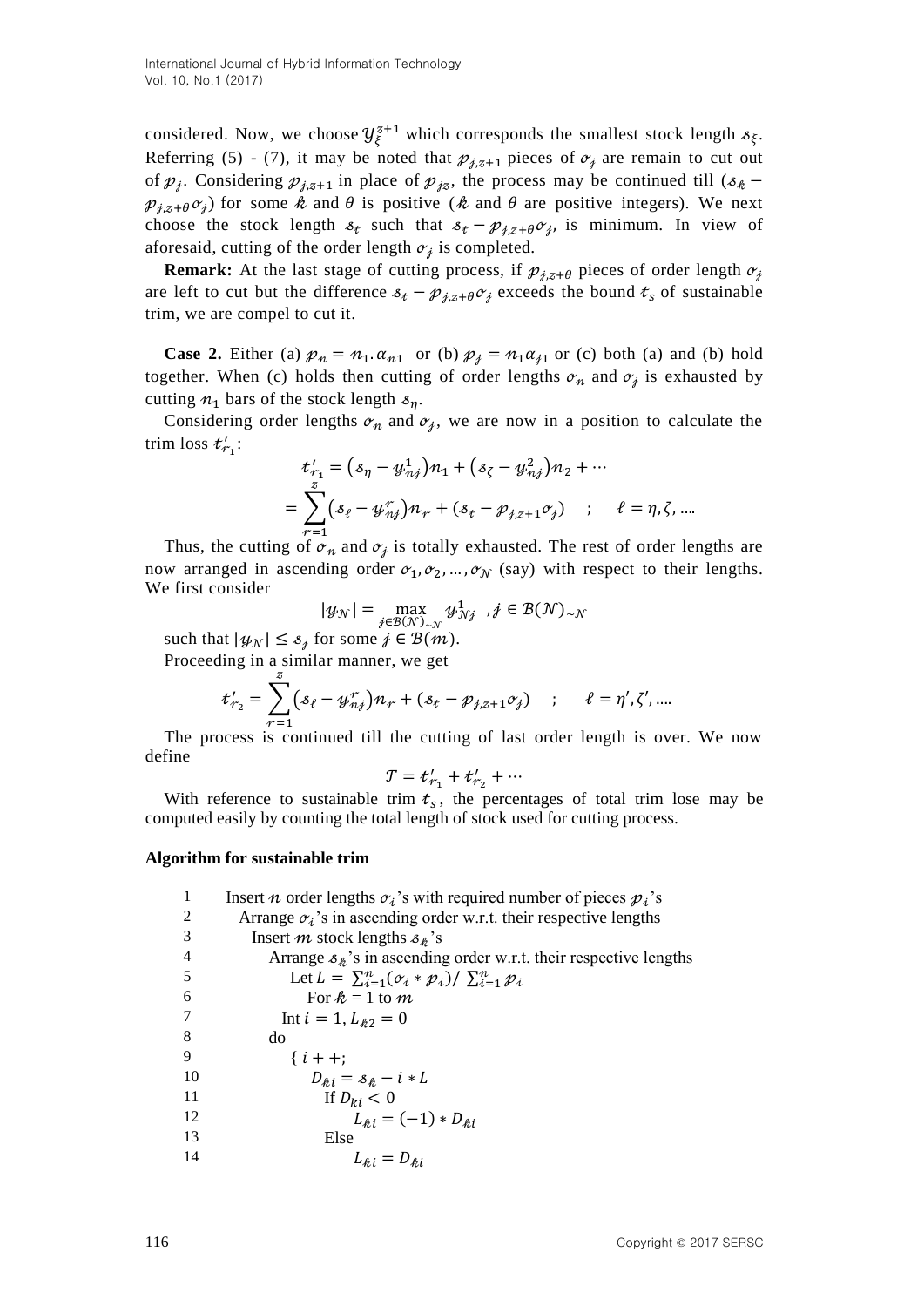considered. Now, we choose $\mathcal{Y}_{\xi}^{z+1}$ which corresponds the smallest stock length $s_{\xi}$. Referring (5) - (7), it may be noted that $p_{j,z+1}$ pieces of $\sigma_j$ are remain to cut out of $p_j$. Considering $p_{j,z+1}$ in place of $p_{jz}$, the process may be continued till $(s_k - p_{j,z+\theta}\sigma_j)$ for some $k$ and $\theta$ is positive ($k$ and $\theta$ are positive integers). We next choose the stock length $s_t$ such that $s_t - p_{j,z+\theta}\sigma_j$, is minimum. In view of aforesaid, cutting of the order length $\sigma_j$ is completed.

**Remark:** At the last stage of cutting process, if $p_{j,z+\theta}$ pieces of order length $\sigma_j$ are left to cut but the difference $s_t - p_{j,z+\theta}\sigma_j$ exceeds the bound $t_s$ of sustainable trim, we are compel to cut it.

**Case 2.** Either (a) $p_n = n_1.\alpha_{n1}$ or (b) $p_j = n_1\alpha_{j1}$ or (c) both (a) and (b) hold together. When (c) holds then cutting of order lengths $\sigma_n$ and $\sigma_j$ is exhausted by cutting $n_1$ bars of the stock length $s_\eta$.

Considering order lengths $\sigma_n$ and $\sigma_j$, we are now in a position to calculate the trim loss $t'_{r_1}$:

$$t'_{r_1} = (s_\eta - y_{nj}^1)n_1 + (s_\zeta - y_{nj}^2)n_2 + \cdots$$

$$= \sum_{r=1}^{z}(s_\ell - y_{nj}^r)n_r + (s_t - p_{j,z+1}\sigma_j) \quad ; \quad \ell = \eta, \zeta, ....$$

Thus, the cutting of $\sigma_n$ and $\sigma_j$ is totally exhausted. The rest of order lengths are now arranged in ascending order $\sigma_1, \sigma_2, \dots, \sigma_{\mathcal{N}}$ (say) with respect to their lengths. We first consider

$$|y_{\mathcal{N}}| = \max_{j \in \mathcal{B}(\mathcal{N})_{\sim\mathcal{N}}} y_{\mathcal{N}j}^1 \quad , j \in \mathcal{B}(\mathcal{N})_{\sim\mathcal{N}}$$

such that $|y_{\mathcal{N}}| \le s_j$ for some $j \in \mathcal{B}(m)$.

Proceeding in a similar manner, we get

$$t'_{r_2} = \sum_{r=1}^{z}(s_\ell - y_{nj}^r)n_r + (s_t - p_{j,z+1}\sigma_j) \quad ; \quad \ell = \eta', \zeta', ....$$

The process is continued till the cutting of last order length is over. We now define

$$\mathcal{T} = t'_{r_1} + t'_{r_2} + \cdots$$

With reference to sustainable trim $t_s$, the percentages of total trim lose may be computed easily by counting the total length of stock used for cutting process.

**Algorithm for sustainable trim**

```
1   Insert n order lengths σ_i's with required number of pieces p_i's
2     Arrange σ_i's in ascending order w.r.t. their respective lengths
3       Insert m stock lengths s_k's
4         Arrange s_k's in ascending order w.r.t. their respective lengths
5           Let L = Σ_{i=1}^{n}(σ_i * p_i)/ Σ_{i=1}^{n} p_i
6             For k = 1 to m
7           Int i = 1, L_k2 = 0
8         do
9           { i + +;
10            D_ki = s_k − i * L
11              If D_ki < 0
12                 L_ki = (−1) * D_ki
13              Else
14                 L_ki = D_ki
```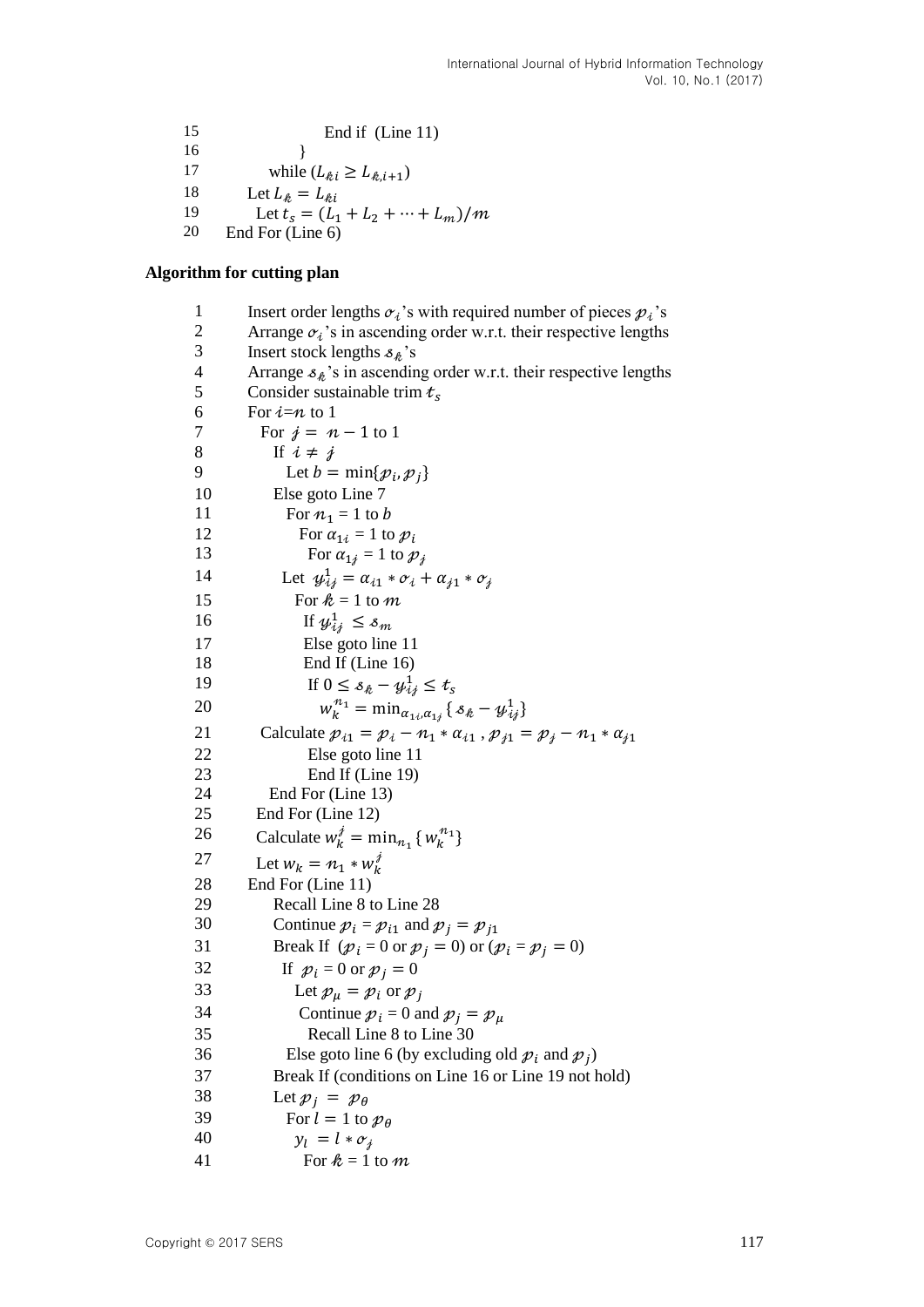15 End if (Line 11)
16 }
17 while ($L_{ki} \geq L_{k,i+1}$)
18 Let $L_k = L_{ki}$
19 Let $t_s = (L_1 + L_2 + \cdots + L_m)/m$
20 End For (Line 6)

**Algorithm for cutting plan**

1 Insert order lengths $\sigma_i$'s with required number of pieces $p_i$'s
2 Arrange $\sigma_i$'s in ascending order w.r.t. their respective lengths
3 Insert stock lengths $s_k$'s
4 Arrange $s_k$'s in ascending order w.r.t. their respective lengths
5 Consider sustainable trim $t_s$
6 For $i$=$n$ to 1
7 For $j = n - 1$ to 1
8 If $i \neq j$
9 Let $b = \min\{p_i, p_j\}$
10 Else goto Line 7
11 For $n_1$ = 1 to $b$
12 For $\alpha_{1i}$ = 1 to $p_i$
13 For $\alpha_{1j}$ = 1 to $p_j$
14 Let $y_{ij}^1 = \alpha_{i1} * \sigma_i + \alpha_{j1} * \sigma_j$
15 For $k$ = 1 to $m$
16 If $y_{ij}^1 \leq s_m$
17 Else goto line 11
18 End If (Line 16)
19 If $0 \leq s_k - y_{ij}^1 \leq t_s$
20 $w_k^{n_1} = \min_{\alpha_{1i},\alpha_{1j}} \{s_k - y_{ij}^1\}$
21 Calculate $p_{i1} = p_i - n_1 * \alpha_{i1}$ , $p_{j1} = p_j - n_1 * \alpha_{j1}$
22 Else goto line 11
23 End If (Line 19)
24 End For (Line 13)
25 End For (Line 12)
26 Calculate $w_k^j = \min_{n_1}\{w_k^{n_1}\}$
27 Let $w_k = n_1 * w_k^j$
28 End For (Line 11)
29 Recall Line 8 to Line 28
30 Continue $p_i = p_{i1}$ and $p_j = p_{j1}$
31 Break If ($p_i$ = 0 or $p_j$ = 0) or ($p_i = p_j = 0$)
32 If $p_i = 0$ or $p_j = 0$
33 Let $p_\mu = p_i$ or $p_j$
34 Continue $p_i$ = 0 and $p_j = p_\mu$
35 Recall Line 8 to Line 30
36 Else goto line 6 (by excluding old $p_i$ and $p_j$)
37 Break If (conditions on Line 16 or Line 19 not hold)
38 Let $p_j = p_\theta$
39 For $l$ = 1 to $p_\theta$
40 $y_l = l * \sigma_j$
41 For $k$ = 1 to $m$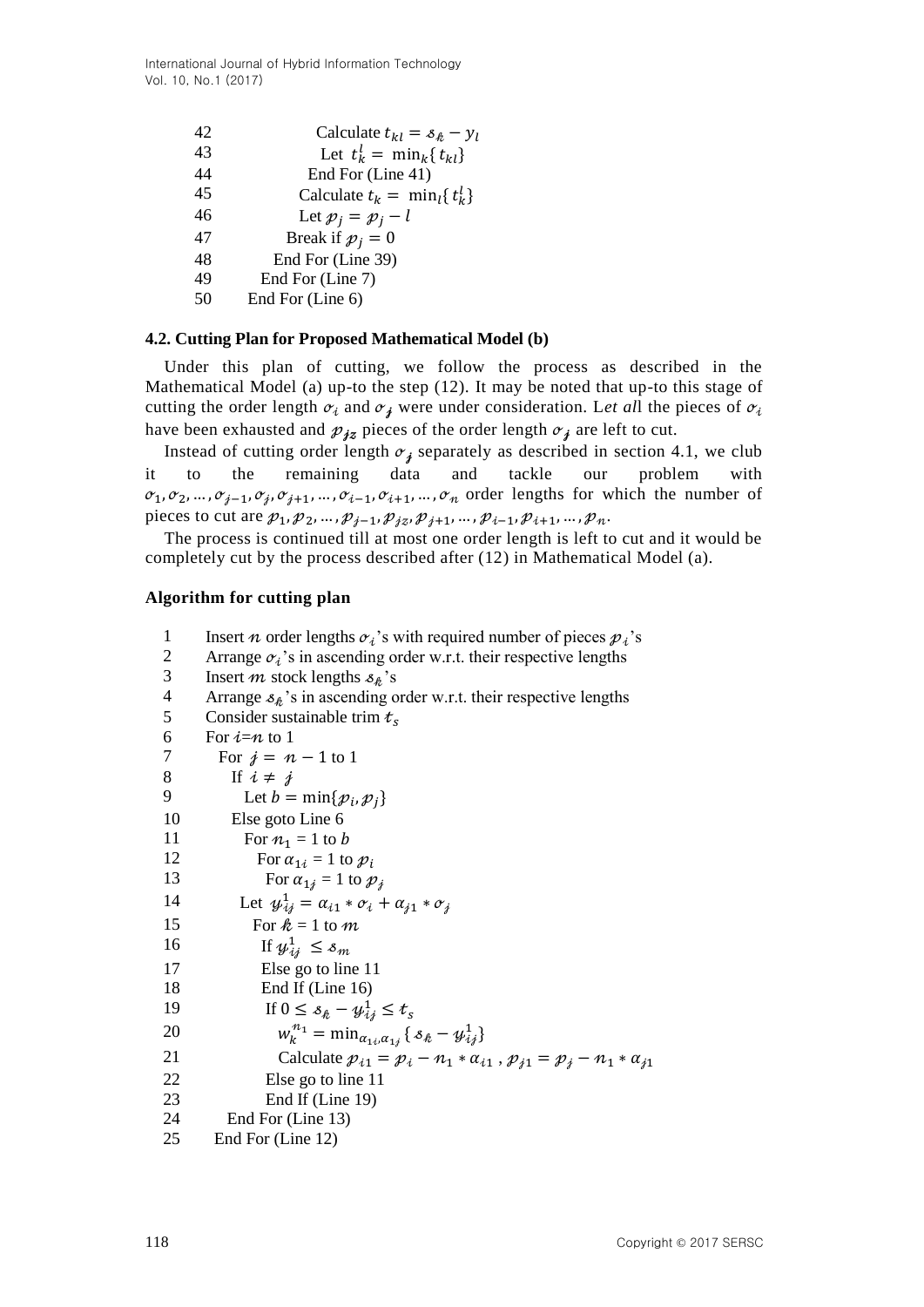```
42              Calculate t_kl = s_k − y_l
43              Let t_k^l = min_k{t_kl}
44            End For (Line 41)
45            Calculate t_k = min_l{t_k^l}
46            Let p_j = p_j − l
47          Break if p_j = 0
48        End For (Line 39)
49      End For (Line 7)
50    End For (Line 6)
```

### 4.2. Cutting Plan for Proposed Mathematical Model (b)

Under this plan of cutting, we follow the process as described in the Mathematical Model (a) up-to the step (12). It may be noted that up-to this stage of cutting the order length $\sigma_i$ and $\sigma_j$ were under consideration. L*et al*l the pieces of $\sigma_i$ have been exhausted and $p_{jz}$ pieces of the order length $\sigma_j$ are left to cut.

Instead of cutting order length $\sigma_j$ separately as described in section 4.1, we club it to the remaining data and tackle our problem with $\sigma_1, \sigma_2, \ldots, \sigma_{j-1}, \sigma_j, \sigma_{j+1}, \ldots, \sigma_{i-1}, \sigma_{i+1}, \ldots, \sigma_n$ order lengths for which the number of pieces to cut are $p_1, p_2, \ldots, p_{j-1}, p_{jz}, p_{j+1}, \ldots, p_{i-1}, p_{i+1}, \ldots, p_n$.

The process is continued till at most one order length is left to cut and it would be completely cut by the process described after (12) in Mathematical Model (a).

**Algorithm for cutting plan**

```
1     Insert n order lengths σ_i's with required number of pieces p_i's
2     Arrange σ_i's in ascending order w.r.t. their respective lengths
3     Insert m stock lengths s_k's
4     Arrange s_k's in ascending order w.r.t. their respective lengths
5     Consider sustainable trim t_s
6     For i=n to 1
7       For j = n − 1 to 1
8         If i ≠ j
9           Let b = min{p_i, p_j}
10        Else goto Line 6
11          For n_1 = 1 to b
12            For α_1i = 1 to p_i
13              For α_1j = 1 to p_j
14          Let y_ij^1 = α_i1 * σ_i + α_j1 * σ_j
15            For k = 1 to m
16              If y_ij^1 ≤ s_m
17              Else go to line 11
18              End If (Line 16)
19              If 0 ≤ s_k − y_ij^1 ≤ t_s
20                w_k^{n_1} = min_{α_1i, α_1j}{s_k − y_ij^1}
21                Calculate p_i1 = p_i − n_1 * α_i1 , p_j1 = p_j − n_1 * α_j1
22              Else go to line 11
23              End If (Line 19)
24        End For (Line 13)
25      End For (Line 12)
```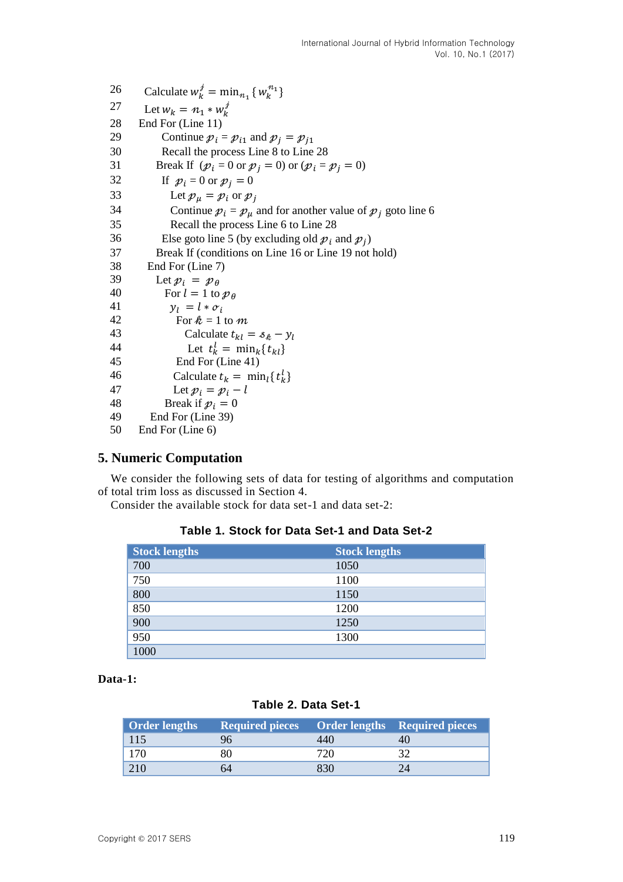26 Calculate $w_k^{\jmath} = \min_{n_1} \{w_k^{n_1}\}$
27 Let $w_k = n_1 * w_k^{\jmath}$
28 End For (Line 11)
29 Continue $p_i = p_{i1}$ and $p_j = p_{j1}$
30 Recall the process Line 8 to Line 28
31 Break If ($p_i = 0$ or $p_j = 0$) or ($p_i = p_j = 0$)
32 If $p_i = 0$ or $p_j = 0$
33 Let $p_\mu = p_i$ or $p_j$
34 Continue $p_i = p_\mu$ and for another value of $p_j$ goto line 6
35 Recall the process Line 6 to Line 28
36 Else goto line 5 (by excluding old $p_i$ and $p_j$)
37 Break If (conditions on Line 16 or Line 19 not hold)
38 End For (Line 7)
39 Let $p_i = p_\theta$
40 For $l = 1$ to $p_\theta$
41 $y_l = l * \sigma_i$
42 For $k = 1$ to $m$
43 Calculate $t_{kl} = s_k - y_l$
44 Let $t_k^l = \min_k\{t_{kl}\}$
45 End For (Line 41)
46 Calculate $t_k = \min_l\{t_k^l\}$
47 Let $p_i = p_i - l$
48 Break if $p_i = 0$
49 End For (Line 39)
50 End For (Line 6)

## 5. Numeric Computation

We consider the following sets of data for testing of algorithms and computation of total trim loss as discussed in Section 4.

Consider the available stock for data set-1 and data set-2:

**Table 1. Stock for Data Set-1 and Data Set-2**

| Stock lengths | Stock lengths |
|---|---|
| 700 | 1050 |
| 750 | 1100 |
| 800 | 1150 |
| 850 | 1200 |
| 900 | 1250 |
| 950 | 1300 |
| 1000 | |

**Data-1:**

**Table 2. Data Set-1**

| Order lengths | Required pieces | Order lengths | Required pieces |
|---|---|---|---|
| 115 | 96 | 440 | 40 |
| 170 | 80 | 720 | 32 |
| 210 | 64 | 830 | 24 |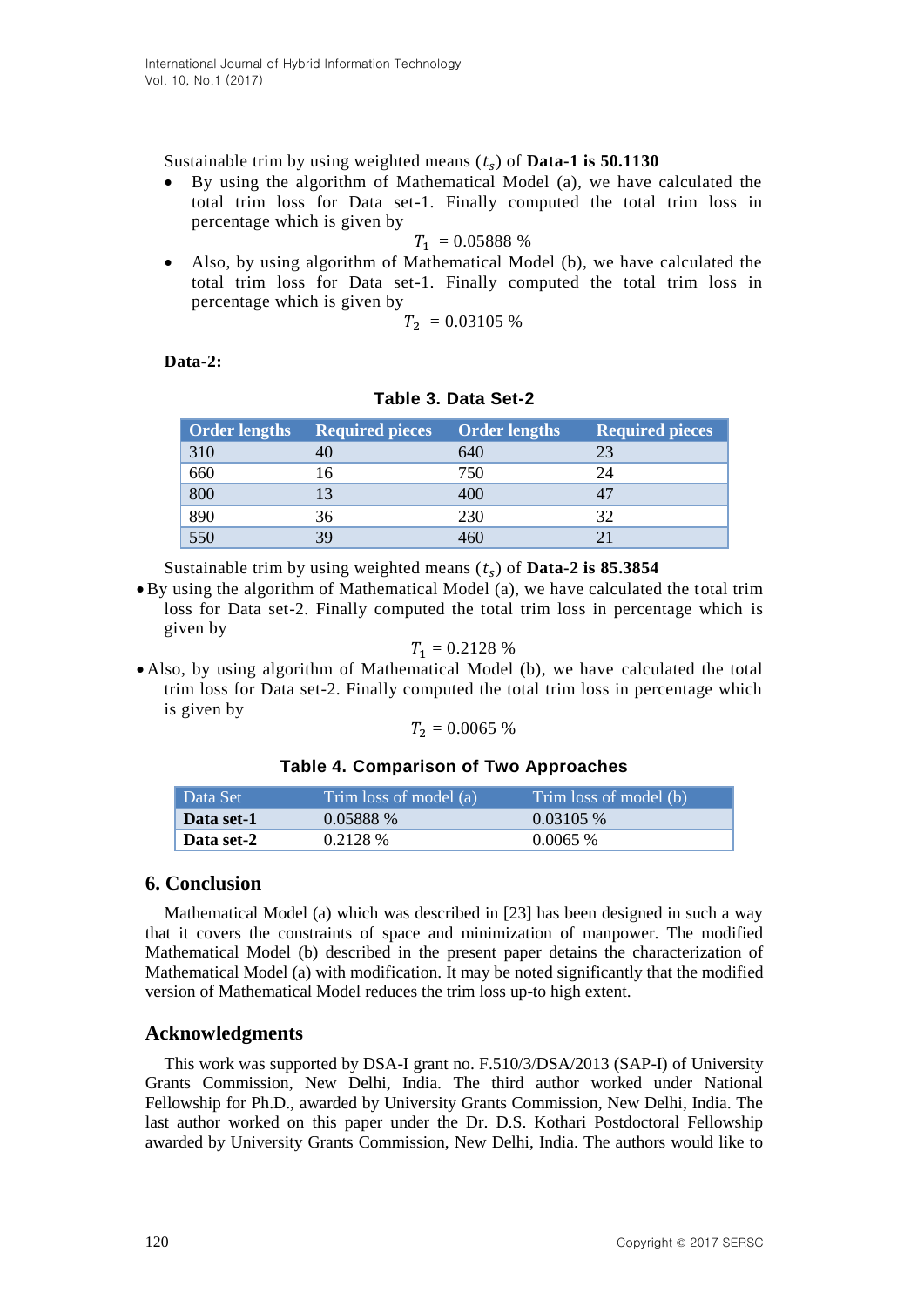Sustainable trim by using weighted means ($t_s$) of **Data-1 is 50.1130**

- By using the algorithm of Mathematical Model (a), we have calculated the total trim loss for Data set-1. Finally computed the total trim loss in percentage which is given by

$$T_1 = 0.05888 \ \%$$

- Also, by using algorithm of Mathematical Model (b), we have calculated the total trim loss for Data set-1. Finally computed the total trim loss in percentage which is given by

$$T_2 = 0.03105 \ \%$$

**Data-2:**

**Table 3. Data Set-2**

| Order lengths | Required pieces | Order lengths | Required pieces |
|---|---|---|---|
| 310 | 40 | 640 | 23 |
| 660 | 16 | 750 | 24 |
| 800 | 13 | 400 | 47 |
| 890 | 36 | 230 | 32 |
| 550 | 39 | 460 | 21 |

Sustainable trim by using weighted means ($t_s$) of **Data-2 is 85.3854**

- By using the algorithm of Mathematical Model (a), we have calculated the total trim loss for Data set-2. Finally computed the total trim loss in percentage which is given by

$$T_1 = 0.2128 \ \%$$

- Also, by using algorithm of Mathematical Model (b), we have calculated the total trim loss for Data set-2. Finally computed the total trim loss in percentage which is given by

$$T_2 = 0.0065 \ \%$$

**Table 4. Comparison of Two Approaches**

| Data Set | Trim loss of model (a) | Trim loss of model (b) |
|---|---|---|
| **Data set-1** | 0.05888 % | 0.03105 % |
| **Data set-2** | 0.2128 % | 0.0065 % |

## 6. Conclusion

Mathematical Model (a) which was described in [23] has been designed in such a way that it covers the constraints of space and minimization of manpower. The modified Mathematical Model (b) described in the present paper detains the characterization of Mathematical Model (a) with modification. It may be noted significantly that the modified version of Mathematical Model reduces the trim loss up-to high extent.

## Acknowledgments

This work was supported by DSA-I grant no. F.510/3/DSA/2013 (SAP-I) of University Grants Commission, New Delhi, India. The third author worked under National Fellowship for Ph.D., awarded by University Grants Commission, New Delhi, India. The last author worked on this paper under the Dr. D.S. Kothari Postdoctoral Fellowship awarded by University Grants Commission, New Delhi, India. The authors would like to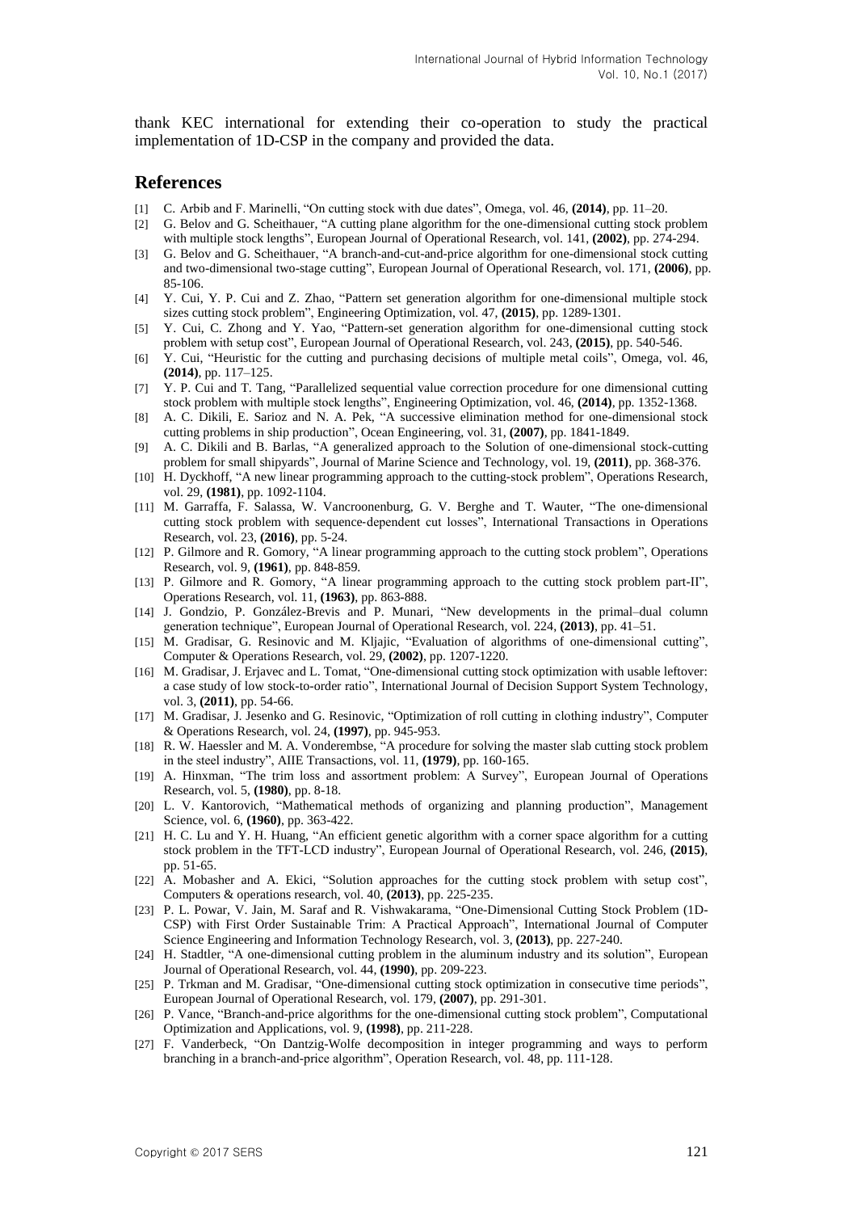thank KEC international for extending their co-operation to study the practical implementation of 1D-CSP in the company and provided the data.

## References

[1] C. Arbib and F. Marinelli, "On cutting stock with due dates", Omega, vol. 46, **(2014)**, pp. 11–20.

[2] G. Belov and G. Scheithauer, "A cutting plane algorithm for the one-dimensional cutting stock problem with multiple stock lengths", European Journal of Operational Research, vol. 141, **(2002)**, pp. 274-294.

[3] G. Belov and G. Scheithauer, "A branch-and-cut-and-price algorithm for one-dimensional stock cutting and two-dimensional two-stage cutting", European Journal of Operational Research, vol. 171, **(2006)**, pp. 85-106.

[4] Y. Cui, Y. P. Cui and Z. Zhao, "Pattern set generation algorithm for one-dimensional multiple stock sizes cutting stock problem", Engineering Optimization, vol. 47, **(2015)**, pp. 1289-1301.

[5] Y. Cui, C. Zhong and Y. Yao, "Pattern-set generation algorithm for one-dimensional cutting stock problem with setup cost", European Journal of Operational Research, vol. 243, **(2015)**, pp. 540-546.

[6] Y. Cui, "Heuristic for the cutting and purchasing decisions of multiple metal coils", Omega, vol. 46, **(2014)**, pp. 117–125.

[7] Y. P. Cui and T. Tang, "Parallelized sequential value correction procedure for one dimensional cutting stock problem with multiple stock lengths", Engineering Optimization, vol. 46, **(2014)**, pp. 1352-1368.

[8] A. C. Dikili, E. Sarioz and N. A. Pek, "A successive elimination method for one-dimensional stock cutting problems in ship production", Ocean Engineering, vol. 31, **(2007)**, pp. 1841-1849.

[9] A. C. Dikili and B. Barlas, "A generalized approach to the Solution of one-dimensional stock-cutting problem for small shipyards", Journal of Marine Science and Technology, vol. 19, **(2011)**, pp. 368-376.

[10] H. Dyckhoff, "A new linear programming approach to the cutting-stock problem", Operations Research, vol. 29, **(1981)**, pp. 1092-1104.

[11] M. Garraffa, F. Salassa, W. Vancroonenburg, G. V. Berghe and T. Wauter, "The one-dimensional cutting stock problem with sequence-dependent cut losses", International Transactions in Operations Research, vol. 23, **(2016)**, pp. 5-24.

[12] P. Gilmore and R. Gomory, "A linear programming approach to the cutting stock problem", Operations Research, vol. 9, **(1961)**, pp. 848-859.

[13] P. Gilmore and R. Gomory, "A linear programming approach to the cutting stock problem part-II", Operations Research, vol. 11, **(1963)**, pp. 863-888.

[14] J. Gondzio, P. González-Brevis and P. Munari, "New developments in the primal–dual column generation technique", European Journal of Operational Research, vol. 224, **(2013)**, pp. 41–51.

[15] M. Gradisar, G. Resinovic and M. Kljajic, "Evaluation of algorithms of one-dimensional cutting", Computer & Operations Research, vol. 29, **(2002)**, pp. 1207-1220.

[16] M. Gradisar, J. Erjavec and L. Tomat, "One-dimensional cutting stock optimization with usable leftover: a case study of low stock-to-order ratio", International Journal of Decision Support System Technology, vol. 3, **(2011)**, pp. 54-66.

[17] M. Gradisar, J. Jesenko and G. Resinovic, "Optimization of roll cutting in clothing industry", Computer & Operations Research, vol. 24, **(1997)**, pp. 945-953.

[18] R. W. Haessler and M. A. Vonderembse, "A procedure for solving the master slab cutting stock problem in the steel industry", AIIE Transactions, vol. 11, **(1979)**, pp. 160-165.

[19] A. Hinxman, "The trim loss and assortment problem: A Survey", European Journal of Operations Research, vol. 5, **(1980)**, pp. 8-18.

[20] L. V. Kantorovich, "Mathematical methods of organizing and planning production", Management Science, vol. 6, **(1960)**, pp. 363-422.

[21] H. C. Lu and Y. H. Huang, "An efficient genetic algorithm with a corner space algorithm for a cutting stock problem in the TFT-LCD industry", European Journal of Operational Research, vol. 246, **(2015)**, pp. 51-65.

[22] A. Mobasher and A. Ekici, "Solution approaches for the cutting stock problem with setup cost", Computers & operations research, vol. 40, **(2013)**, pp. 225-235.

[23] P. L. Powar, V. Jain, M. Saraf and R. Vishwakarama, "One-Dimensional Cutting Stock Problem (1D-CSP) with First Order Sustainable Trim: A Practical Approach", International Journal of Computer Science Engineering and Information Technology Research, vol. 3, **(2013)**, pp. 227-240.

[24] H. Stadtler, "A one-dimensional cutting problem in the aluminum industry and its solution", European Journal of Operational Research, vol. 44, **(1990)**, pp. 209-223.

[25] P. Trkman and M. Gradisar, "One-dimensional cutting stock optimization in consecutive time periods", European Journal of Operational Research, vol. 179, **(2007)**, pp. 291-301.

[26] P. Vance, "Branch-and-price algorithms for the one-dimensional cutting stock problem", Computational Optimization and Applications, vol. 9, **(1998)**, pp. 211-228.

[27] F. Vanderbeck, "On Dantzig-Wolfe decomposition in integer programming and ways to perform branching in a branch-and-price algorithm", Operation Research, vol. 48, pp. 111-128.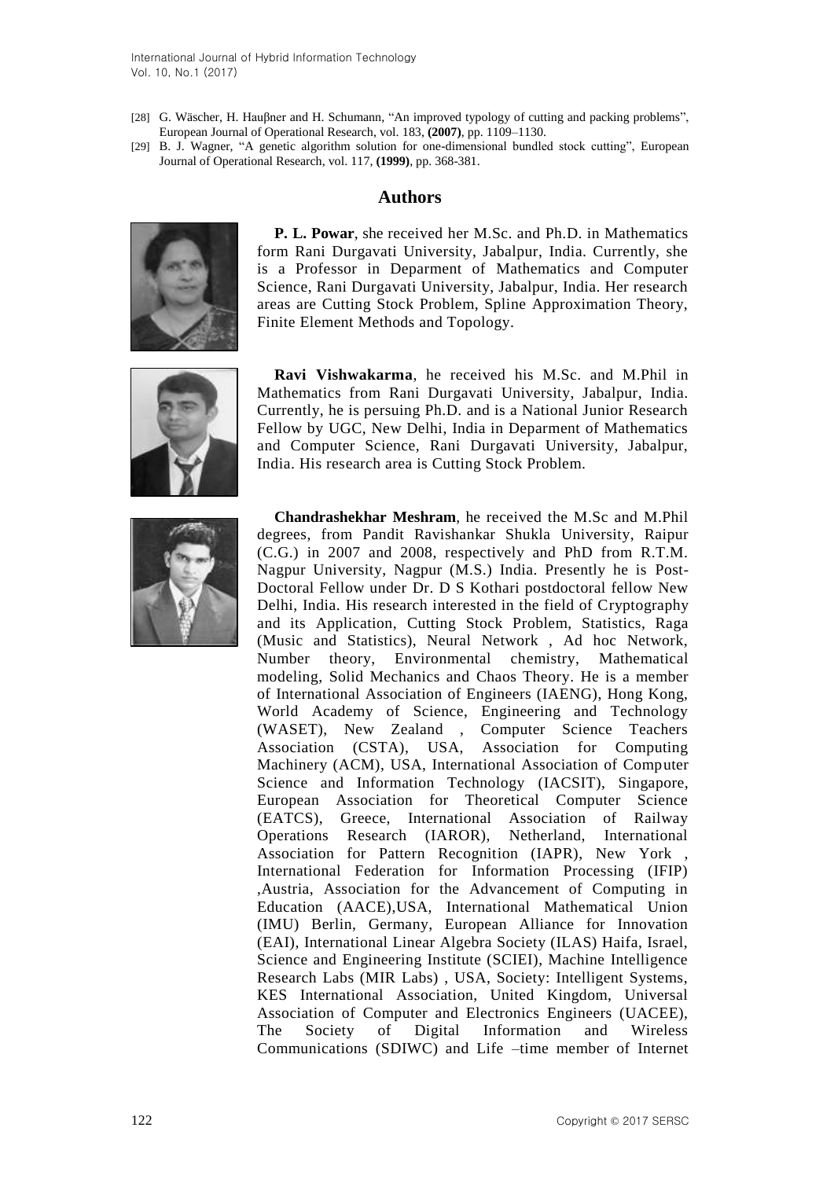[28] G. Wäscher, H. Hauβner and H. Schumann, "An improved typology of cutting and packing problems", European Journal of Operational Research, vol. 183, **(2007)**, pp. 1109–1130.

[29] B. J. Wagner, "A genetic algorithm solution for one-dimensional bundled stock cutting", European Journal of Operational Research, vol. 117, **(1999)**, pp. 368-381.

## Authors

**P. L. Powar**, she received her M.Sc. and Ph.D. in Mathematics form Rani Durgavati University, Jabalpur, India. Currently, she is a Professor in Deparment of Mathematics and Computer Science, Rani Durgavati University, Jabalpur, India. Her research areas are Cutting Stock Problem, Spline Approximation Theory, Finite Element Methods and Topology.

**Ravi Vishwakarma**, he received his M.Sc. and M.Phil in Mathematics from Rani Durgavati University, Jabalpur, India. Currently, he is persuing Ph.D. and is a National Junior Research Fellow by UGC, New Delhi, India in Deparment of Mathematics and Computer Science, Rani Durgavati University, Jabalpur, India. His research area is Cutting Stock Problem.

**Chandrashekhar Meshram**, he received the M.Sc and M.Phil degrees, from Pandit Ravishankar Shukla University, Raipur (C.G.) in 2007 and 2008, respectively and PhD from R.T.M. Nagpur University, Nagpur (M.S.) India. Presently he is Post-Doctoral Fellow under Dr. D S Kothari postdoctoral fellow New Delhi, India. His research interested in the field of Cryptography and its Application, Cutting Stock Problem, Statistics, Raga (Music and Statistics), Neural Network , Ad hoc Network, Number theory, Environmental chemistry, Mathematical modeling, Solid Mechanics and Chaos Theory. He is a member of International Association of Engineers (IAENG), Hong Kong, World Academy of Science, Engineering and Technology (WASET), New Zealand , Computer Science Teachers Association (CSTA), USA, Association for Computing Machinery (ACM), USA, International Association of Computer Science and Information Technology (IACSIT), Singapore, European Association for Theoretical Computer Science (EATCS), Greece, International Association of Railway Operations Research (IAROR), Netherland, International Association for Pattern Recognition (IAPR), New York , International Federation for Information Processing (IFIP) ,Austria, Association for the Advancement of Computing in Education (AACE),USA, International Mathematical Union (IMU) Berlin, Germany, European Alliance for Innovation (EAI), International Linear Algebra Society (ILAS) Haifa, Israel, Science and Engineering Institute (SCIEI), Machine Intelligence Research Labs (MIR Labs) , USA, Society: Intelligent Systems, KES International Association, United Kingdom, Universal Association of Computer and Electronics Engineers (UACEE), The Society of Digital Information and Wireless Communications (SDIWC) and Life –time member of Internet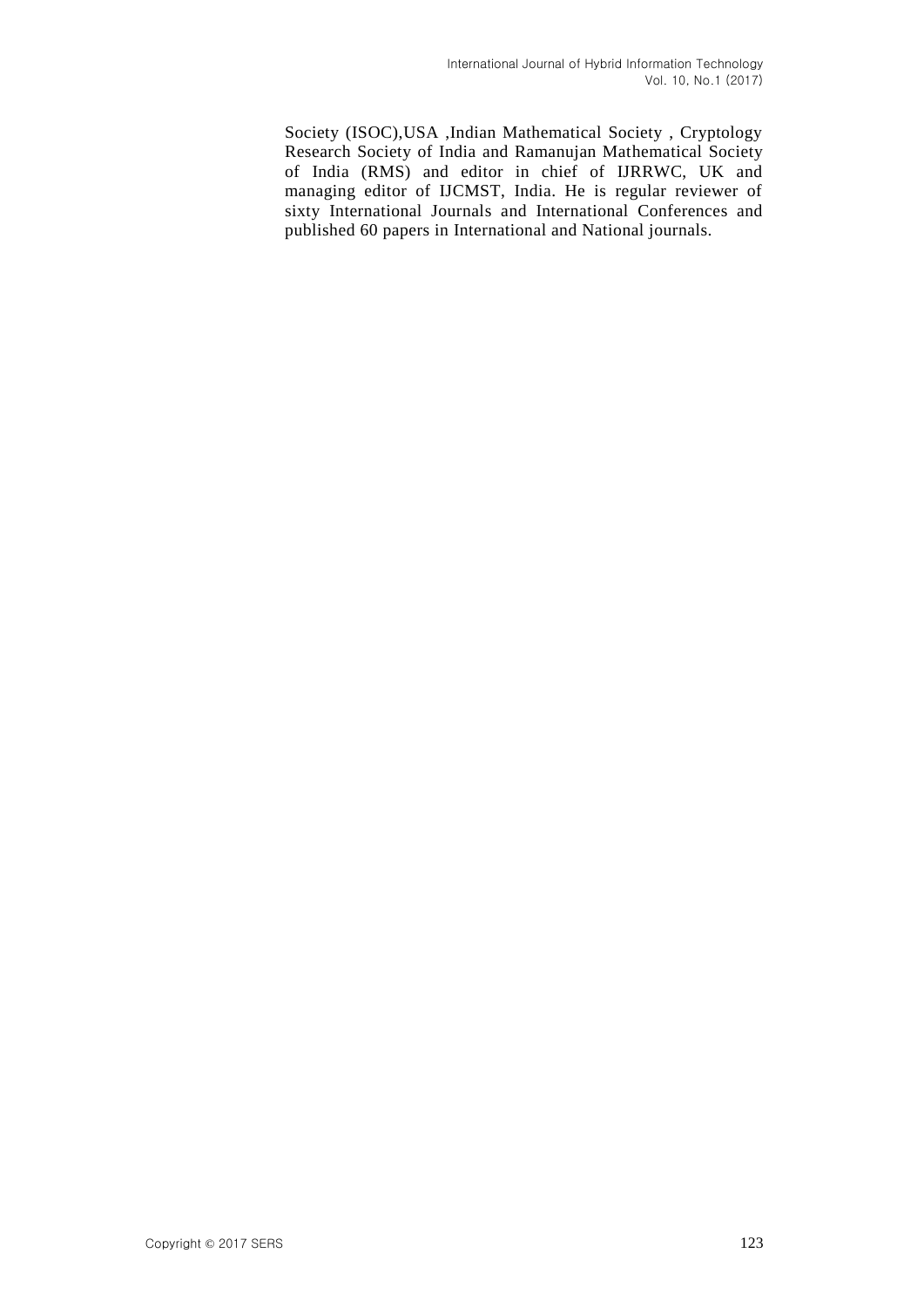Society (ISOC),USA ,Indian Mathematical Society , Cryptology Research Society of India and Ramanujan Mathematical Society of India (RMS) and editor in chief of IJRRWC, UK and managing editor of IJCMST, India. He is regular reviewer of sixty International Journals and International Conferences and published 60 papers in International and National journals.